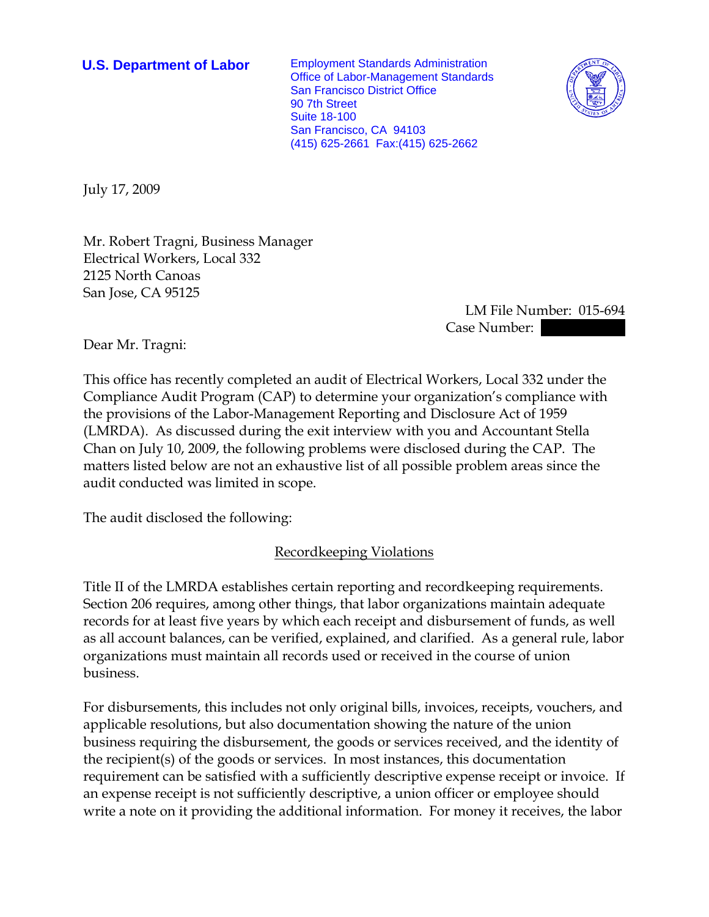**U.S. Department of Labor**

Employment Standards Administration
Office of Labor-Management Standards
San Francisco District Office
90 7th Street
Suite 18-100
San Francisco, CA 94103
(415) 625-2661 Fax:(415) 625-2662

July 17, 2009

Mr. Robert Tragni, Business Manager
Electrical Workers, Local 332
2125 North Canoas
San Jose, CA 95125

LM File Number: 015-694
Case Number: [redacted]

Dear Mr. Tragni:

This office has recently completed an audit of Electrical Workers, Local 332 under the Compliance Audit Program (CAP) to determine your organization's compliance with the provisions of the Labor-Management Reporting and Disclosure Act of 1959 (LMRDA). As discussed during the exit interview with you and Accountant Stella Chan on July 10, 2009, the following problems were disclosed during the CAP. The matters listed below are not an exhaustive list of all possible problem areas since the audit conducted was limited in scope.

The audit disclosed the following:

## Recordkeeping Violations

Title II of the LMRDA establishes certain reporting and recordkeeping requirements. Section 206 requires, among other things, that labor organizations maintain adequate records for at least five years by which each receipt and disbursement of funds, as well as all account balances, can be verified, explained, and clarified. As a general rule, labor organizations must maintain all records used or received in the course of union business.

For disbursements, this includes not only original bills, invoices, receipts, vouchers, and applicable resolutions, but also documentation showing the nature of the union business requiring the disbursement, the goods or services received, and the identity of the recipient(s) of the goods or services. In most instances, this documentation requirement can be satisfied with a sufficiently descriptive expense receipt or invoice. If an expense receipt is not sufficiently descriptive, a union officer or employee should write a note on it providing the additional information. For money it receives, the labor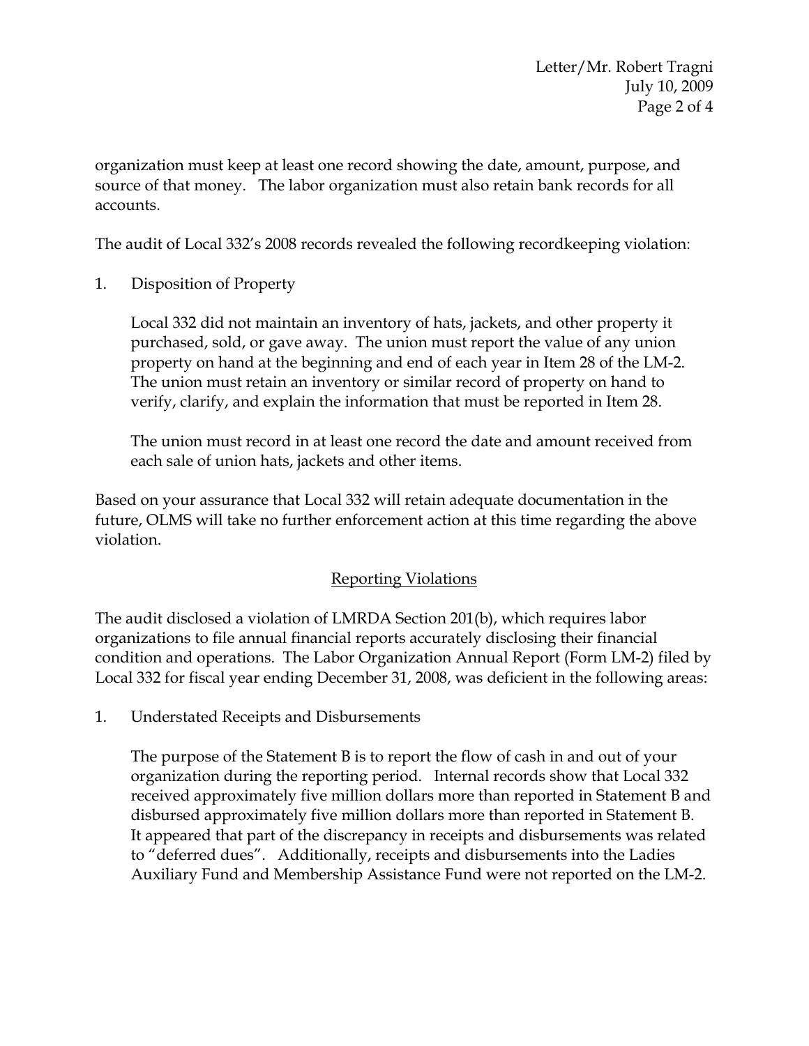organization must keep at least one record showing the date, amount, purpose, and source of that money. The labor organization must also retain bank records for all accounts.

The audit of Local 332's 2008 records revealed the following recordkeeping violation:

1. Disposition of Property

   Local 332 did not maintain an inventory of hats, jackets, and other property it purchased, sold, or gave away. The union must report the value of any union property on hand at the beginning and end of each year in Item 28 of the LM-2. The union must retain an inventory or similar record of property on hand to verify, clarify, and explain the information that must be reported in Item 28.

   The union must record in at least one record the date and amount received from each sale of union hats, jackets and other items.

Based on your assurance that Local 332 will retain adequate documentation in the future, OLMS will take no further enforcement action at this time regarding the above violation.

## Reporting Violations

The audit disclosed a violation of LMRDA Section 201(b), which requires labor organizations to file annual financial reports accurately disclosing their financial condition and operations. The Labor Organization Annual Report (Form LM-2) filed by Local 332 for fiscal year ending December 31, 2008, was deficient in the following areas:

1. Understated Receipts and Disbursements

   The purpose of the Statement B is to report the flow of cash in and out of your organization during the reporting period. Internal records show that Local 332 received approximately five million dollars more than reported in Statement B and disbursed approximately five million dollars more than reported in Statement B. It appeared that part of the discrepancy in receipts and disbursements was related to "deferred dues". Additionally, receipts and disbursements into the Ladies Auxiliary Fund and Membership Assistance Fund were not reported on the LM-2.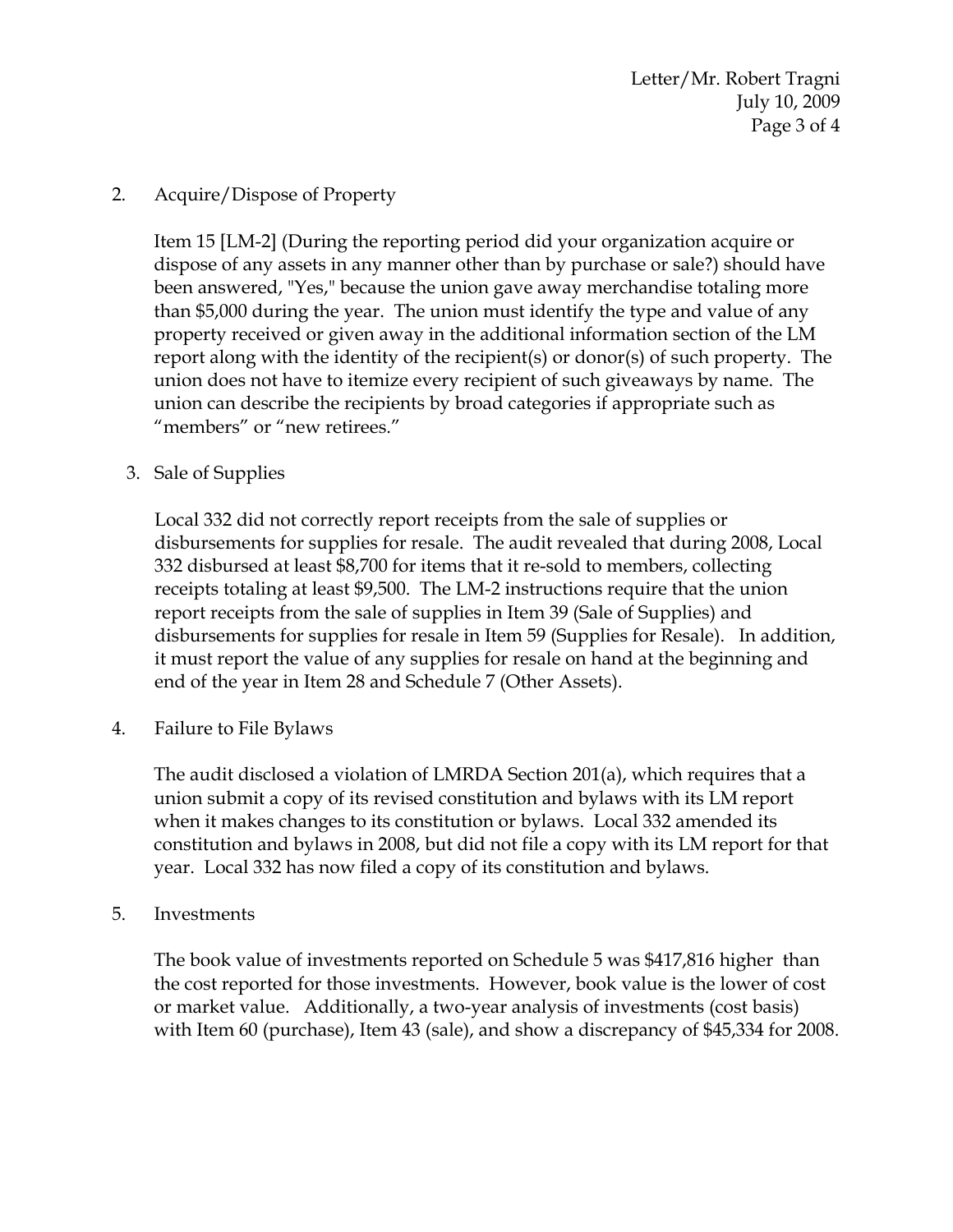2. Acquire/Dispose of Property

   Item 15 [LM-2] (During the reporting period did your organization acquire or dispose of any assets in any manner other than by purchase or sale?) should have been answered, "Yes," because the union gave away merchandise totaling more than $5,000 during the year. The union must identify the type and value of any property received or given away in the additional information section of the LM report along with the identity of the recipient(s) or donor(s) of such property. The union does not have to itemize every recipient of such giveaways by name. The union can describe the recipients by broad categories if appropriate such as "members" or "new retirees."

3. Sale of Supplies

   Local 332 did not correctly report receipts from the sale of supplies or disbursements for supplies for resale. The audit revealed that during 2008, Local 332 disbursed at least $8,700 for items that it re-sold to members, collecting receipts totaling at least $9,500. The LM-2 instructions require that the union report receipts from the sale of supplies in Item 39 (Sale of Supplies) and disbursements for supplies for resale in Item 59 (Supplies for Resale). In addition, it must report the value of any supplies for resale on hand at the beginning and end of the year in Item 28 and Schedule 7 (Other Assets).

4. Failure to File Bylaws

   The audit disclosed a violation of LMRDA Section 201(a), which requires that a union submit a copy of its revised constitution and bylaws with its LM report when it makes changes to its constitution or bylaws. Local 332 amended its constitution and bylaws in 2008, but did not file a copy with its LM report for that year. Local 332 has now filed a copy of its constitution and bylaws.

5. Investments

   The book value of investments reported on Schedule 5 was $417,816 higher than the cost reported for those investments. However, book value is the lower of cost or market value. Additionally, a two-year analysis of investments (cost basis) with Item 60 (purchase), Item 43 (sale), and show a discrepancy of $45,334 for 2008.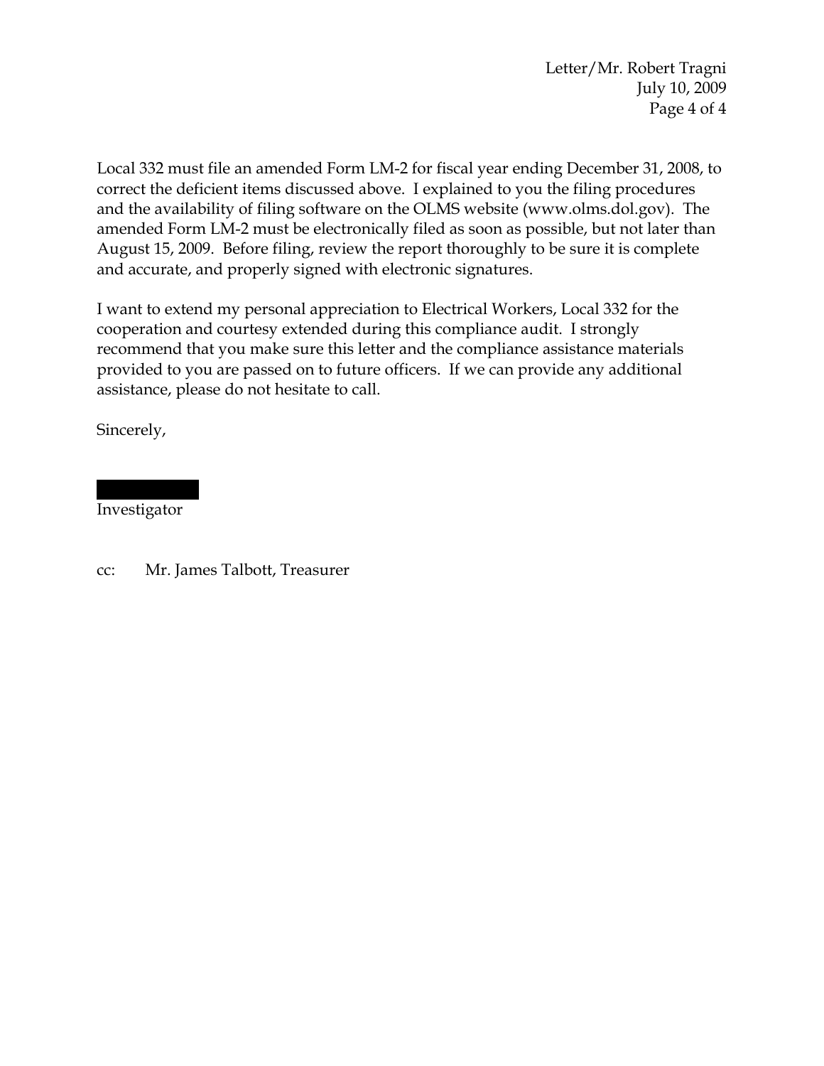Local 332 must file an amended Form LM-2 for fiscal year ending December 31, 2008, to correct the deficient items discussed above. I explained to you the filing procedures and the availability of filing software on the OLMS website (www.olms.dol.gov). The amended Form LM-2 must be electronically filed as soon as possible, but not later than August 15, 2009. Before filing, review the report thoroughly to be sure it is complete and accurate, and properly signed with electronic signatures.

I want to extend my personal appreciation to Electrical Workers, Local 332 for the cooperation and courtesy extended during this compliance audit. I strongly recommend that you make sure this letter and the compliance assistance materials provided to you are passed on to future officers. If we can provide any additional assistance, please do not hesitate to call.

Sincerely,

Investigator

cc: Mr. James Talbott, Treasurer